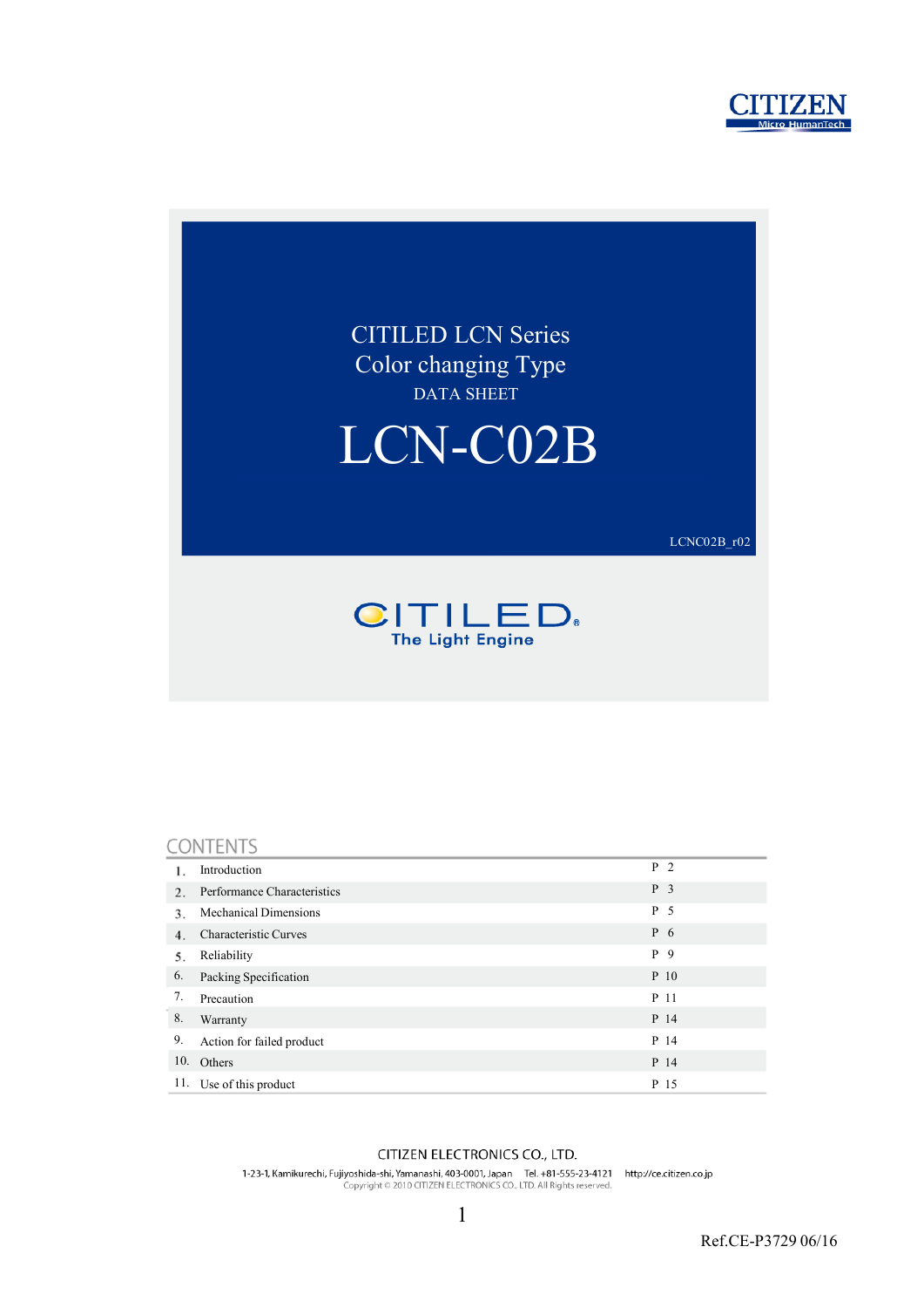CITIZEN
Micro HumanTech

# CITILED LCN Series
## Color changing Type
DATA SHEET

# LCN-C02B

LCNC02B_r02

CITILED®
The Light Engine

## CONTENTS

| | | |
|---|---|---|
| 1. | Introduction | P 2 |
| 2. | Performance Characteristics | P 3 |
| 3. | Mechanical Dimensions | P 5 |
| 4. | Characteristic Curves | P 6 |
| 5. | Reliability | P 9 |
| 6. | Packing Specification | P 10 |
| 7. | Precaution | P 11 |
| 8. | Warranty | P 14 |
| 9. | Action for failed product | P 14 |
| 10. | Others | P 14 |
| 11. | Use of this product | P 15 |

CITIZEN ELECTRONICS CO., LTD.
1-23-1, Kamikurechi, Fujiyoshida-shi, Yamanashi, 403-0001, Japan Tel. +81-555-23-4121 http://ce.citizen.co.jp
Copyright © 2010 CITIZEN ELECTRONICS CO., LTD. All Rights reserved.

Ref.CE-P3729 06/16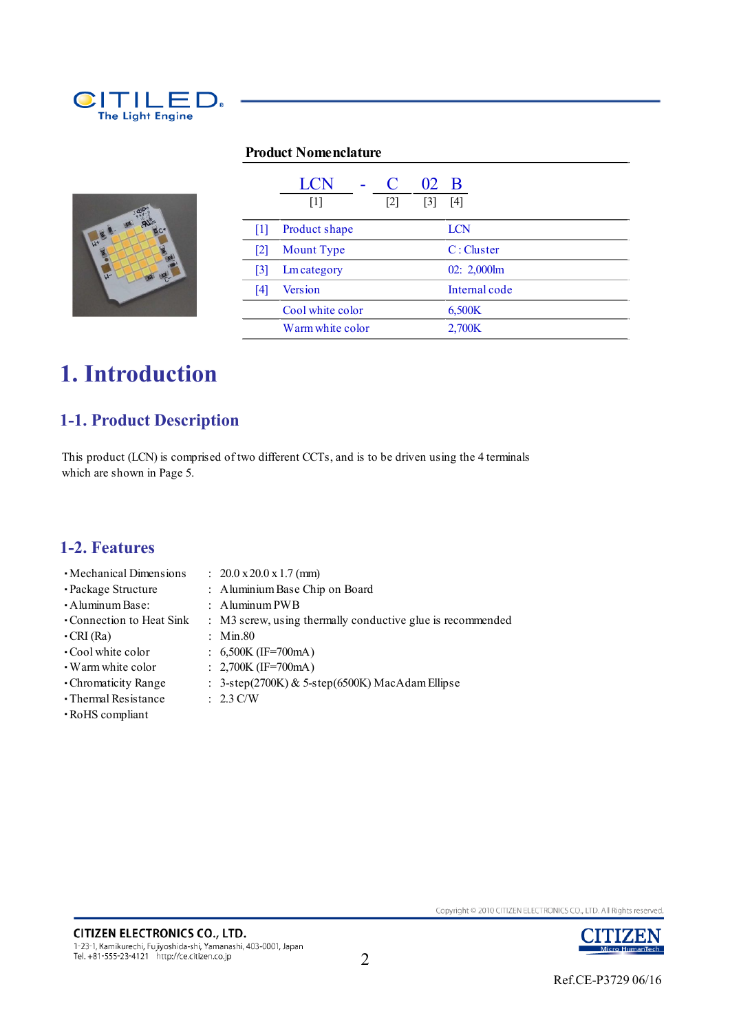## Product Nomenclature

| LCN | - | C | 02 | B |
|---|---|---|---|---|
| [1] | | [2] | [3] | [4] |

| | | |
|---|---|---|
| [1] | Product shape | LCN |
| [2] | Mount Type | C : Cluster |
| [3] | Lm category | 02: 2,000lm |
| [4] | Version | Internal code |
| | Cool white color | 6,500K |
| | Warm white color | 2,700K |

# 1. Introduction

## 1-1. Product Description

This product (LCN) is comprised of two different CCTs, and is to be driven using the 4 terminals which are shown in Page 5.

## 1-2. Features

| | | |
|---|---|---|
| ･Mechanical Dimensions | : | 20.0 x 20.0 x 1.7 (mm) |
| ･Package Structure | : | Aluminium Base Chip on Board |
| ･Aluminum Base: | : | Aluminum PWB |
| ･Connection to Heat Sink | : | M3 screw, using thermally conductive glue is recommended |
| ･CRI (Ra) | : | Min.80 |
| ･Cool white color | : | 6,500K (IF=700mA) |
| ･Warm white color | : | 2,700K (IF=700mA) |
| ･Chromaticity Range | : | 3-step(2700K) & 5-step(6500K) MacAdam Ellipse |
| ･Thermal Resistance | : | 2.3 C/W |
| ･RoHS compliant | | |

Ref.CE-P3729 06/16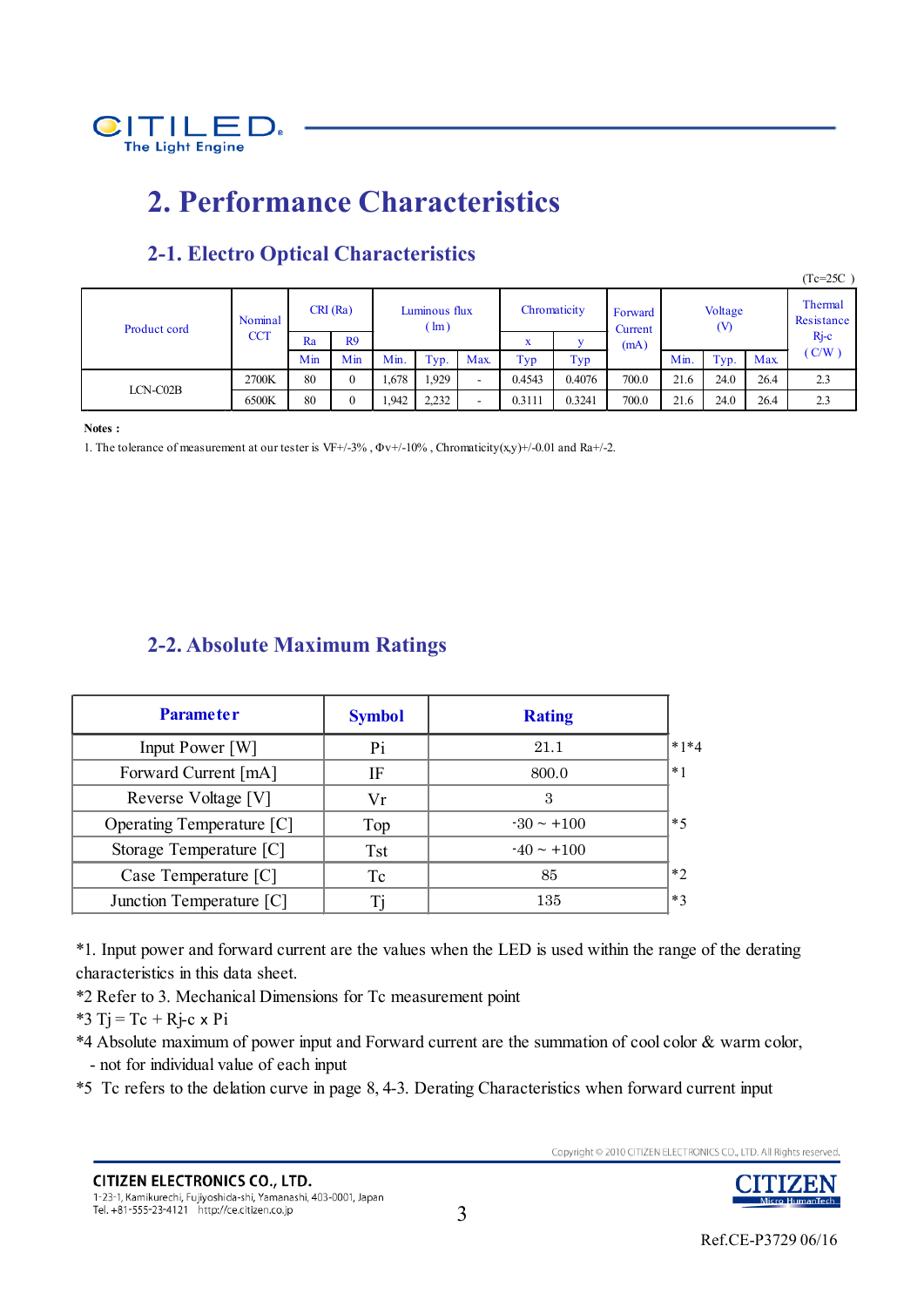# 2. Performance Characteristics

## 2-1. Electro Optical Characteristics

(Tc=25C )

| Product cord | Nominal CCT | CRI (Ra) | | Luminous flux (lm) | | | Chromaticity | | Forward Current (mA) | Voltage (V) | | | Thermal Resistance Rj-c (C/W) |
|---|---|---|---|---|---|---|---|---|---|---|---|---|---|
| | | Ra | R9 | | | | x | y | | | | | |
| | | Min | Min | Min. | Typ. | Max. | Typ | Typ | | Min. | Typ. | Max. | |
| LCN-C02B | 2700K | 80 | 0 | 1,678 | 1,929 | - | 0.4543 | 0.4076 | 700.0 | 21.6 | 24.0 | 26.4 | 2.3 |
| | 6500K | 80 | 0 | 1,942 | 2,232 | - | 0.3111 | 0.3241 | 700.0 | 21.6 | 24.0 | 26.4 | 2.3 |

**Notes :**

1. The tolerance of measurement at our tester is VF+/-3% , Φv+/-10% , Chromaticity(x,y)+/-0.01 and Ra+/-2.

## 2-2. Absolute Maximum Ratings

| Parameter | Symbol | Rating | |
|---|---|---|---|
| Input Power [W] | Pi | 21.1 | *1*4 |
| Forward Current [mA] | IF | 800.0 | *1 |
| Reverse Voltage [V] | Vr | 3 | |
| Operating Temperature [C] | Top | -30 ~ +100 | *5 |
| Storage Temperature [C] | Tst | -40 ~ +100 | |
| Case Temperature [C] | Tc | 85 | *2 |
| Junction Temperature [C] | Tj | 135 | *3 |

*1. Input power and forward current are the values when the LED is used within the range of the derating characteristics in this data sheet.

*2 Refer to 3. Mechanical Dimensions for Tc measurement point

*3 Tj = Tc + Rj-c x Pi

*4 Absolute maximum of power input and Forward current are the summation of cool color & warm color,
 - not for individual value of each input

*5 Tc refers to the delation curve in page 8, 4-3. Derating Characteristics when forward current input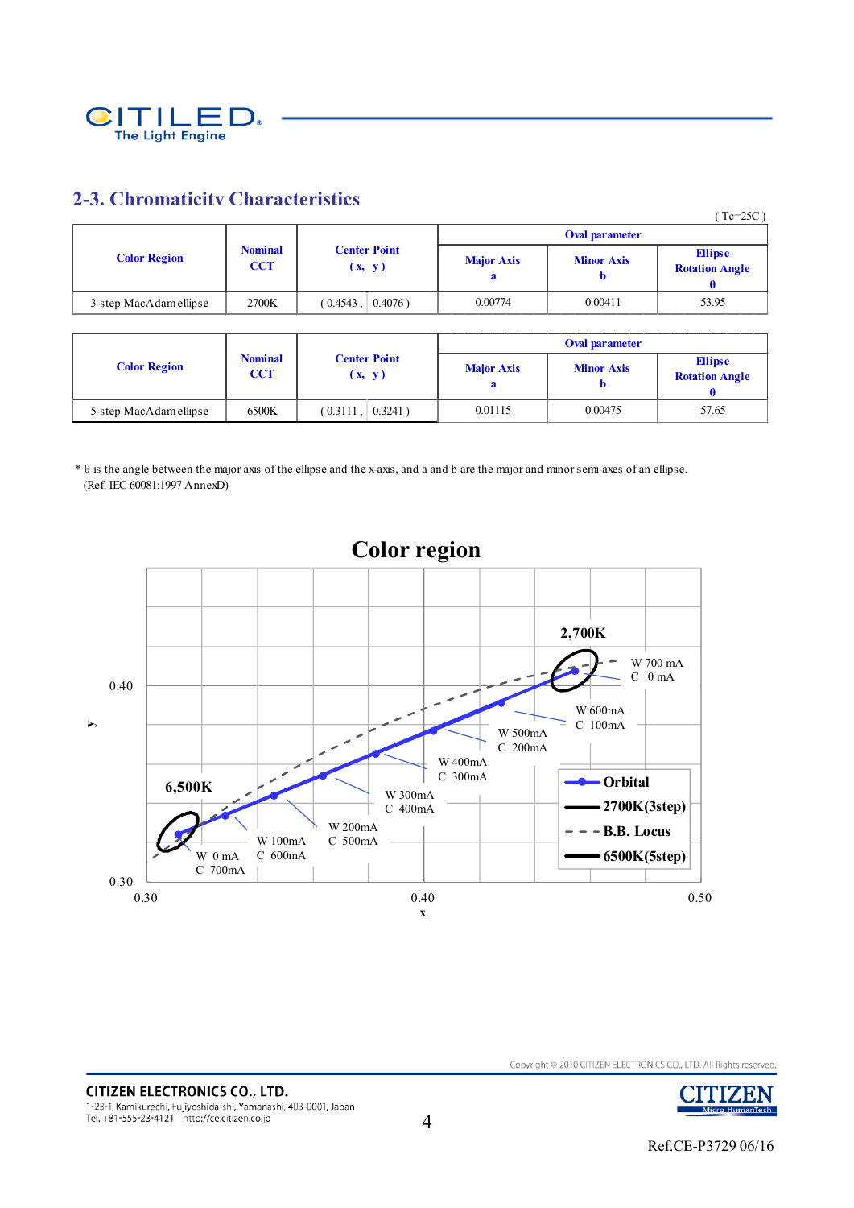## 2-3. Chromaticitv Characteristics

( Tc=25C )

| Color Region | Nominal CCT | Center Point ( x, y ) | Oval parameter | | |
|---|---|---|---|---|---|
| | | | Major Axis a | Minor Axis b | Ellipse Rotation Angle θ |
| 3-step MacAdam ellipse | 2700K | ( 0.4543 , 0.4076 ) | 0.00774 | 0.00411 | 53.95 |

| Color Region | Nominal CCT | Center Point ( x, y ) | Oval parameter | | |
|---|---|---|---|---|---|
| | | | Major Axis a | Minor Axis b | Ellipse Rotation Angle θ |
| 5-step MacAdam ellipse | 6500K | ( 0.3111 , 0.3241 ) | 0.01115 | 0.00475 | 57.65 |

* θ is the angle between the major axis of the ellipse and the x-axis, and a and b are the major and minor semi-axes of an ellipse.
(Ref. IEC 60081:1997 AnnexD)

**Color region**

2,700K — W 700 mA C 0 mA; W 600mA C 100mA; W 500mA C 200mA; W 400mA C 300mA; W 300mA C 400mA; W 200mA C 500mA; W 100mA C 600mA; W 0 mA C 700mA — 6,500K

Legend: Orbital; 2700K(3step); B.B. Locus; 6500K(5step)

y axis: 0.30 – 0.40; x axis: 0.30 – 0.40 – 0.50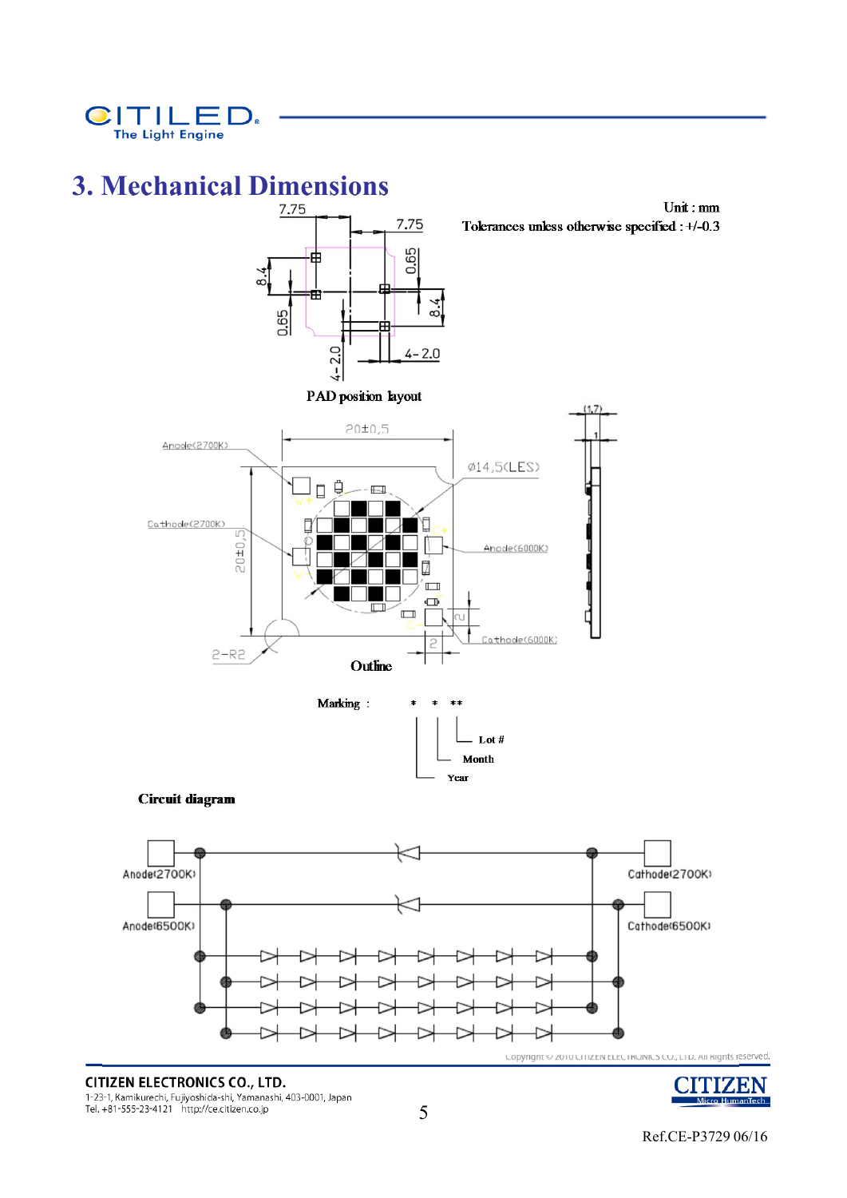# 3. Mechanical Dimensions

Unit : mm

Tolerances unless otherwise specified : +/-0.3

7.75 7.75 0.65 8.4 8.4 0.65 4-2.0 4-2.0

PAD position layout

20±0.5 Ø14.5(LES) (1.7) 1

Anode(2700K)

Cathode(2700K)

Anode(6000K)

Cathode(6000K)

20±0.5

2-R2

2 2

Outline

Marking : * * **

Lot #

Month

Year

**Circuit diagram**

Anode(2700K) Cathode(2700K)

Anode(6500K) Cathode(6500K)

Copyright © 2010 CITIZEN ELECTRONICS CO., LTD. All Rights reserved.

CITIZEN ELECTRONICS CO., LTD.
1-23-1, Kamikurechi, Fujiyoshida-shi, Yamanashi, 403-0001, Japan
Tel. +81-555-23-4121 http://ce.citizen.co.jp

Ref.CE-P3729 06/16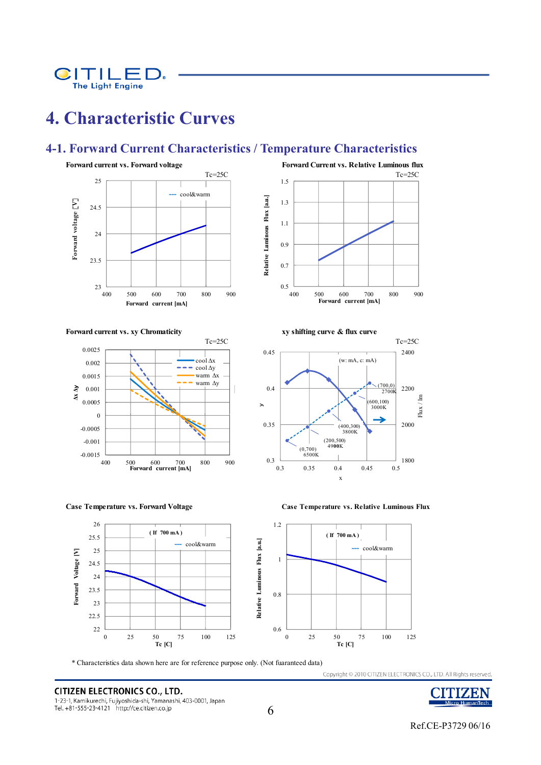# 4. Characteristic Curves

## 4-1. Forward Current Characteristics / Temperature Characteristics

**Forward current vs. Forward voltage**

Tc=25C

**Forward Current vs. Relative Luminous flux**

Tc=25C

**Forward current vs. xy Chromaticity**

Tc=25C

**xy shifting curve & flux curve**

Tc=25C

**Case Temperature vs. Forward Voltage**

**Case Temperature vs. Relative Luminous Flux**

\* Characteristics data shown here are for reference purpose only. (Not fuaranteed data)

Copyright © 2010 CITIZEN ELECTRONICS CO., LTD. All Rights reserved.

**CITIZEN ELECTRONICS CO., LTD.**
1-23-1, Kamikurechi, Fujiyoshida-shi, Yamanashi, 403-0001, Japan
Tel. +81-555-23-4121 http://ce.citizen.co.jp

Ref.CE-P3729 06/16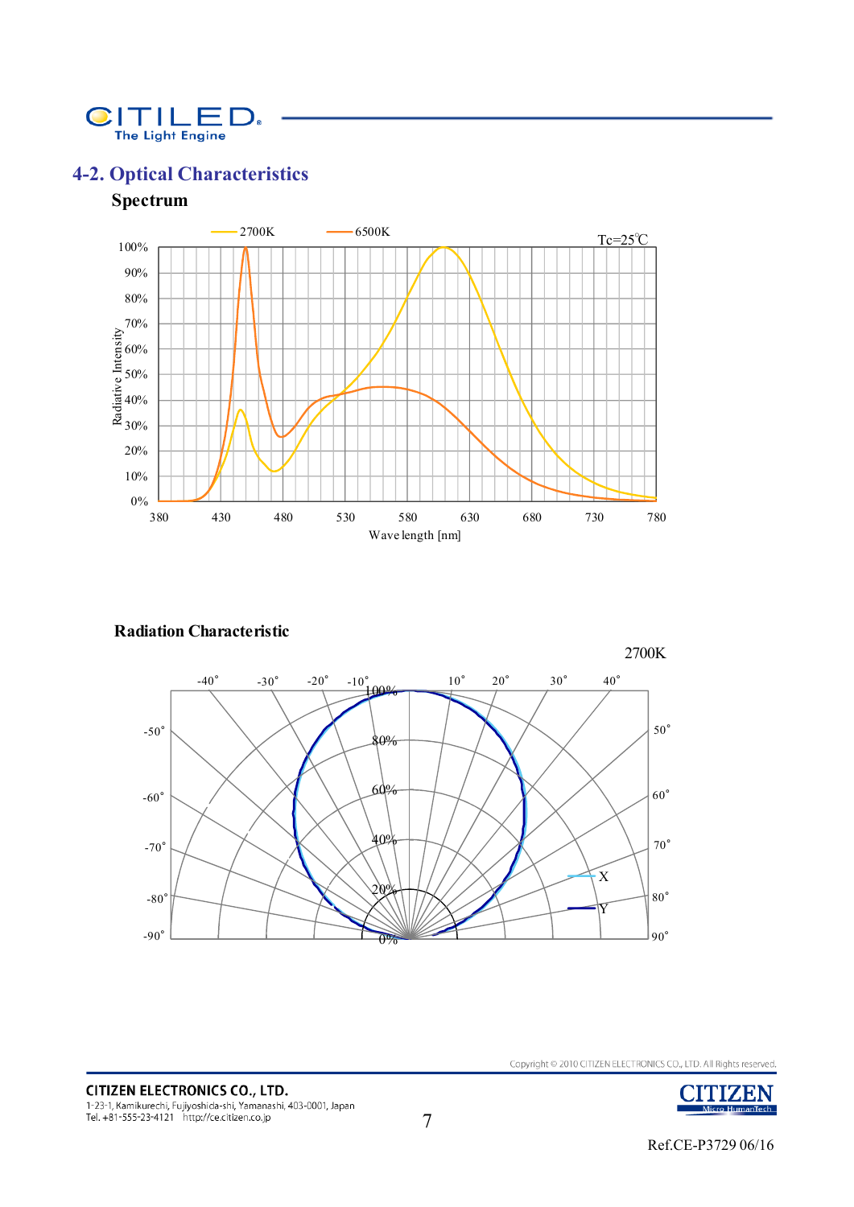## 4-2. Optical Characteristics

### Spectrum

2700K　6500K　Tc=25℃

Radiative Intensity: 0%, 10%, 20%, 30%, 40%, 50%, 60%, 70%, 80%, 90%, 100%

Wave length [nm]: 380, 430, 480, 530, 580, 630, 680, 730, 780

### Radiation Characteristic

2700K

-90°, -80°, -70°, -60°, -50°, -40°, -30°, -20°, -10°, 10°, 20°, 30°, 40°, 50°, 60°, 70°, 80°, 90°

0%, 20%, 40%, 60%, 80%, 100%

X　Y

Copyright © 2010 CITIZEN ELECTRONICS CO., LTD. All Rights reserved.

**CITIZEN ELECTRONICS CO., LTD.**
1-23-1, Kamikurechi, Fujiyoshida-shi, Yamanashi, 403-0001, Japan
Tel. +81-555-23-4121　http://ce.citizen.co.jp

Ref.CE-P3729 06/16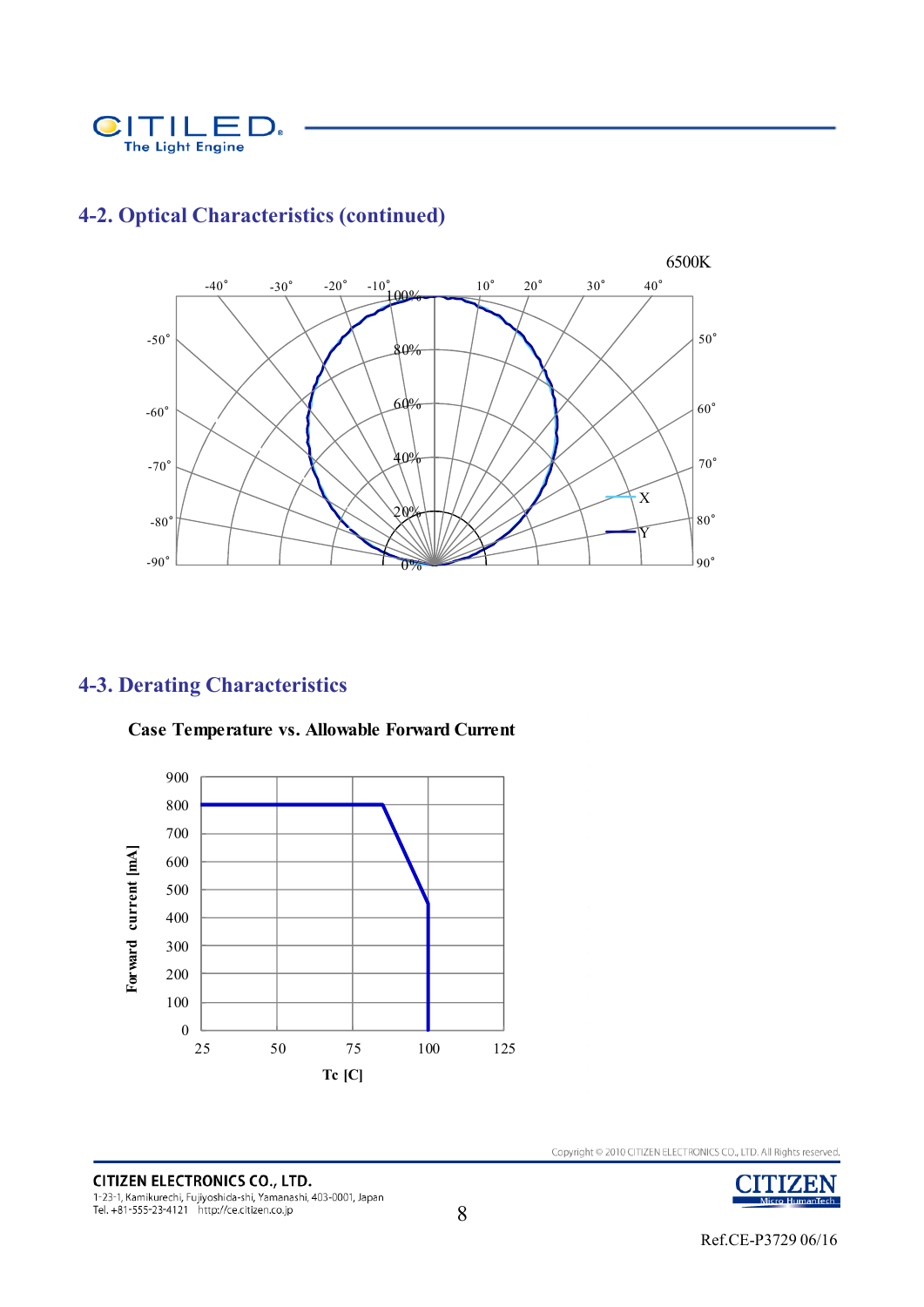## 4-2. Optical Characteristics (continued)

6500K

## 4-3. Derating Characteristics

**Case Temperature vs. Allowable Forward Current**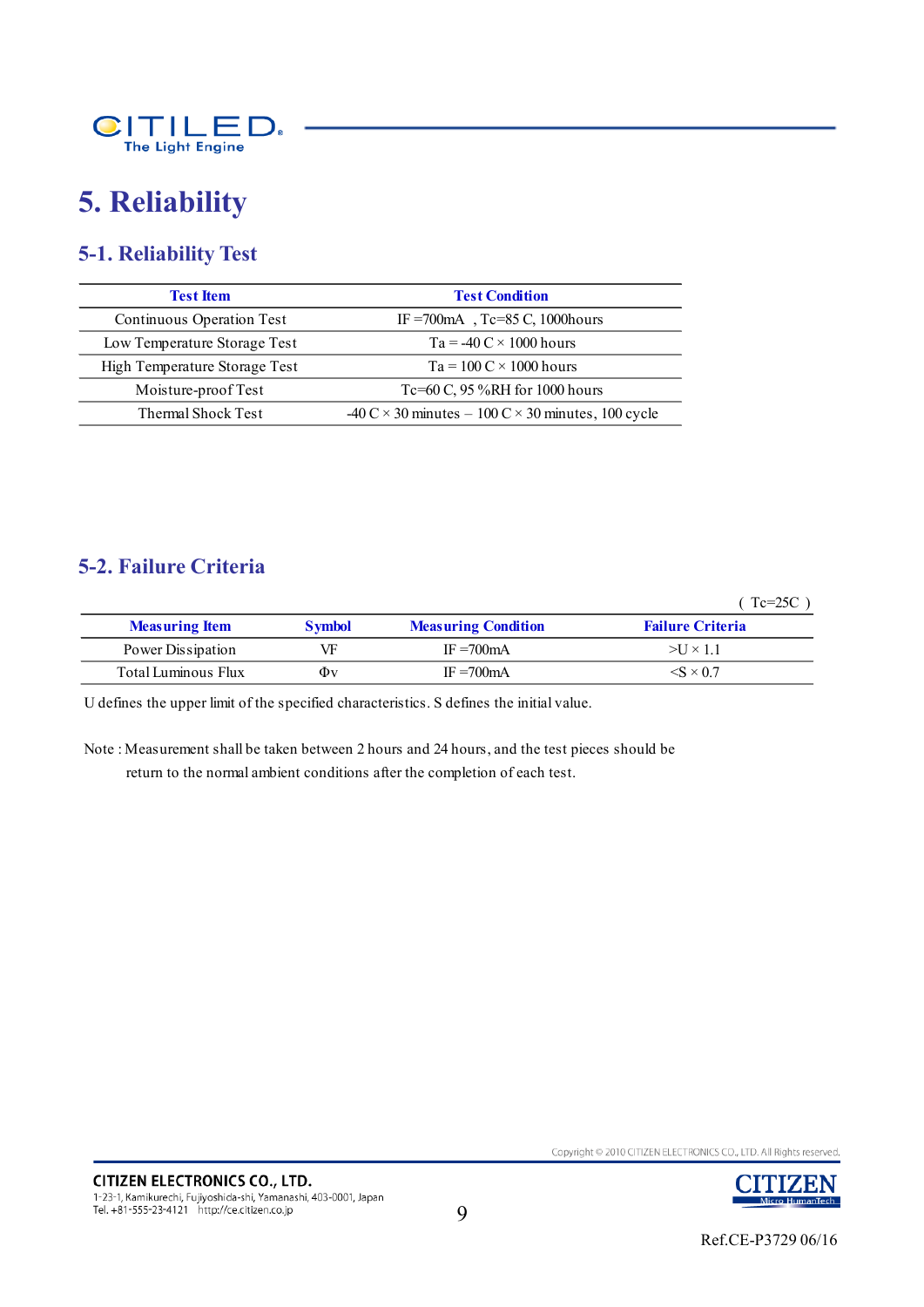# 5. Reliability

## 5-1. Reliability Test

| Test Item | Test Condition |
|---|---|
| Continuous Operation Test | IF =700mA , Tc=85 C, 1000hours |
| Low Temperature Storage Test | Ta = -40 C × 1000 hours |
| High Temperature Storage Test | Ta = 100 C × 1000 hours |
| Moisture-proof Test | Tc=60 C, 95 %RH for 1000 hours |
| Thermal Shock Test | -40 C × 30 minutes – 100 C × 30 minutes, 100 cycle |

## 5-2. Failure Criteria

( Tc=25C )

| Measuring Item | Symbol | Measuring Condition | Failure Criteria |
|---|---|---|---|
| Power Dissipation | VF | IF =700mA | >U × 1.1 |
| Total Luminous Flux | Φv | IF =700mA | <S × 0.7 |

U defines the upper limit of the specified characteristics. S defines the initial value.

Note : Measurement shall be taken between 2 hours and 24 hours, and the test pieces should be return to the normal ambient conditions after the completion of each test.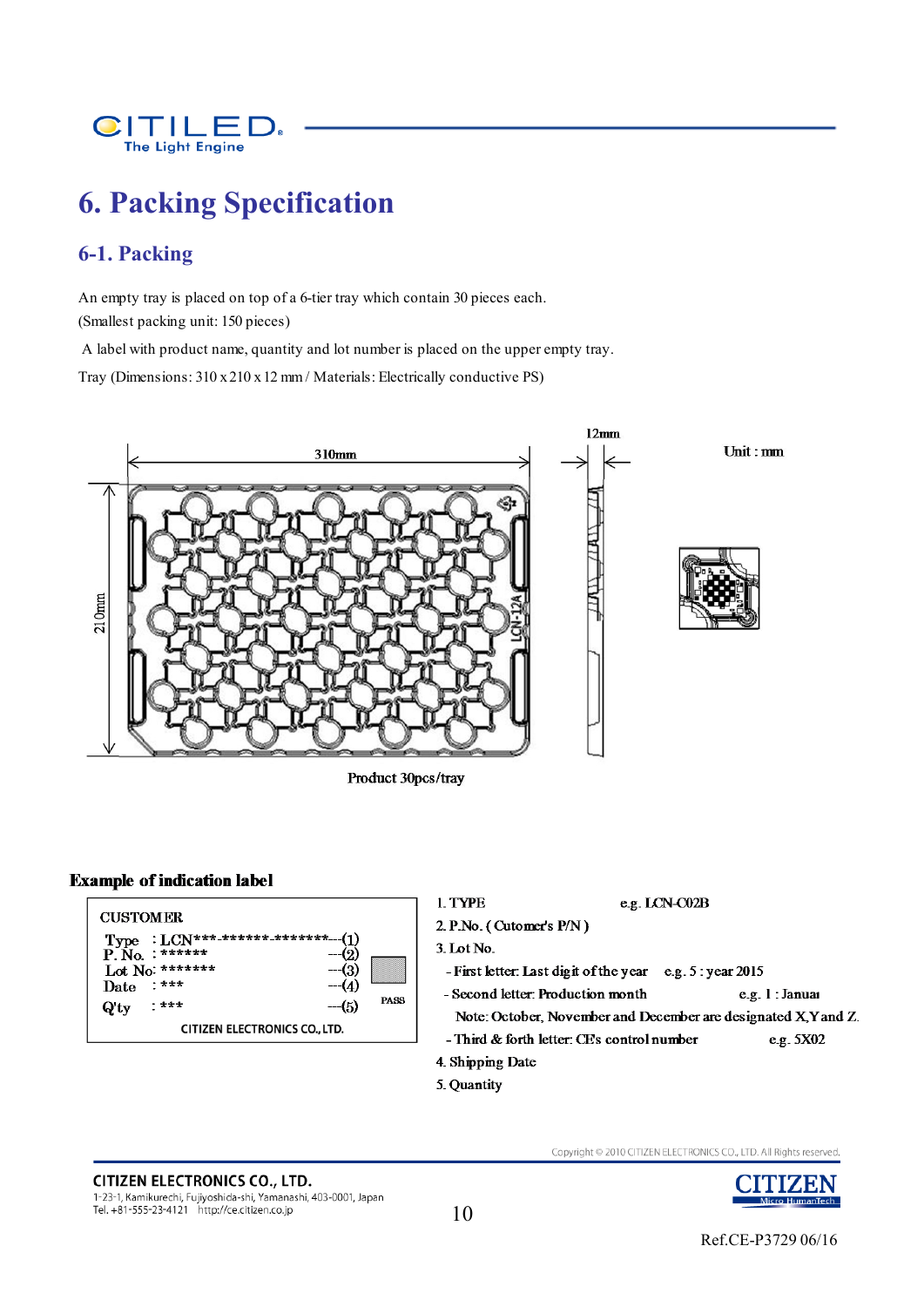# 6. Packing Specification

## 6-1. Packing

An empty tray is placed on top of a 6-tier tray which contain 30 pieces each.
(Smallest packing unit: 150 pieces)

A label with product name, quantity and lot number is placed on the upper empty tray.

Tray (Dimensions: 310 x 210 x 12 mm / Materials: Electrically conductive PS)

310mm

210mm

12mm

Unit : mm

LCN-12A

Product 30pcs/tray

**Example of indication label**

CUSTOMER

Type : LCN***-******-********---(1)
P. No. : ****** ---(2)
Lot No: ******* ---(3)
Date : *** ---(4)
Q'ty : *** ---(5)

PASS

CITIZEN ELECTRONICS CO., LTD.

1. TYPE e.g. LCN-C02B
2. P.No. ( Cutomer's P/N )
3. Lot No.
   - First letter: Last digit of the year e.g. 5 : year 2015
   - Second letter: Production month e.g. 1 : Januar
     Note: October, November and December are designated X,Y and Z.
   - Third & forth letter: CE's control number e.g. 5X02
4. Shipping Date
5. Quantity

Copyright © 2010 CITIZEN ELECTRONICS CO., LTD. All Rights reserved.

Ref.CE-P3729 06/16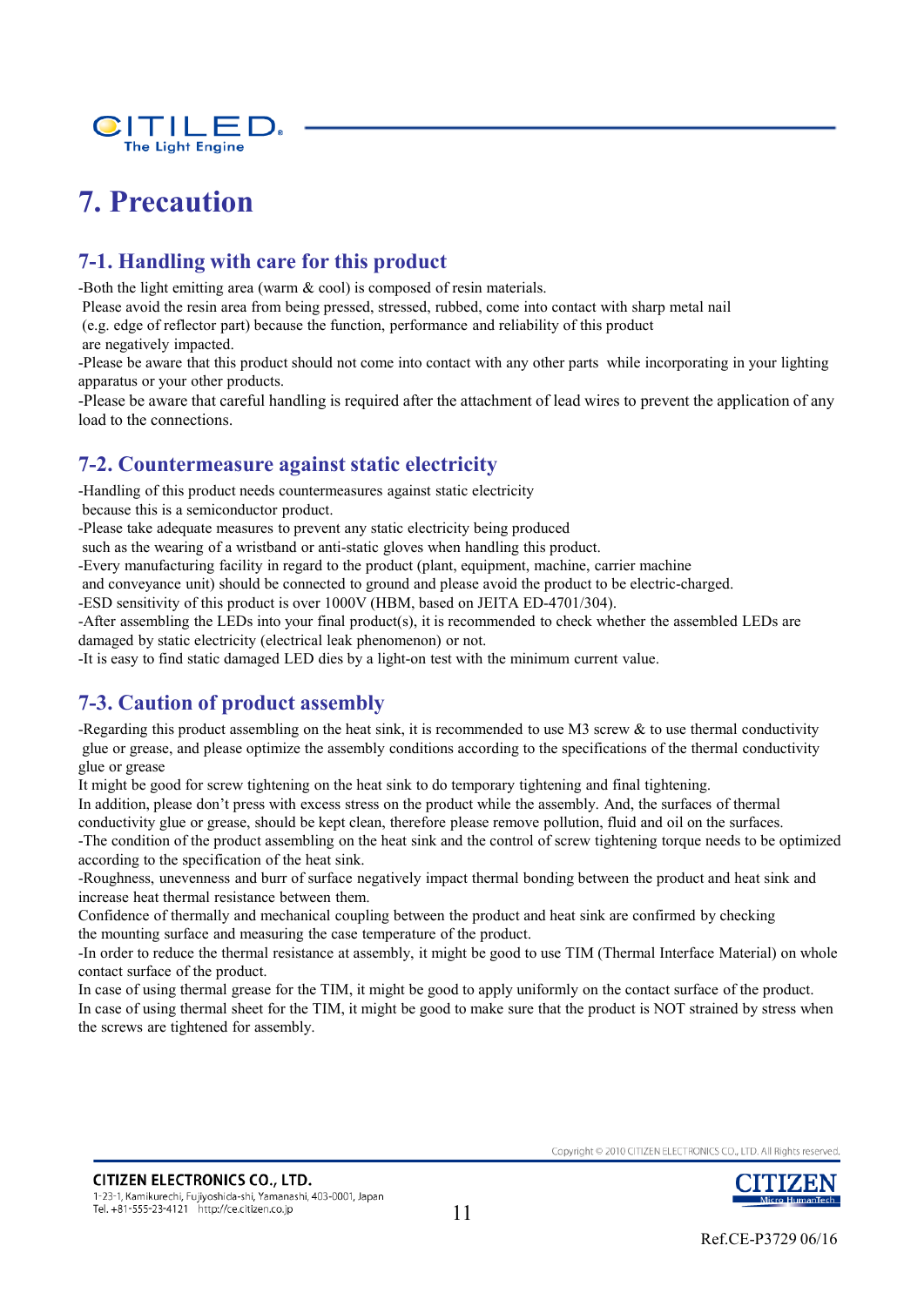# 7. Precaution

## 7-1. Handling with care for this product

-Both the light emitting area (warm & cool) is composed of resin materials.
Please avoid the resin area from being pressed, stressed, rubbed, come into contact with sharp metal nail (e.g. edge of reflector part) because the function, performance and reliability of this product are negatively impacted.
-Please be aware that this product should not come into contact with any other parts while incorporating in your lighting apparatus or your other products.
-Please be aware that careful handling is required after the attachment of lead wires to prevent the application of any load to the connections.

## 7-2. Countermeasure against static electricity

-Handling of this product needs countermeasures against static electricity because this is a semiconductor product.
-Please take adequate measures to prevent any static electricity being produced such as the wearing of a wristband or anti-static gloves when handling this product.
-Every manufacturing facility in regard to the product (plant, equipment, machine, carrier machine and conveyance unit) should be connected to ground and please avoid the product to be electric-charged.
-ESD sensitivity of this product is over 1000V (HBM, based on JEITA ED-4701/304).
-After assembling the LEDs into your final product(s), it is recommended to check whether the assembled LEDs are damaged by static electricity (electrical leak phenomenon) or not.
-It is easy to find static damaged LED dies by a light-on test with the minimum current value.

## 7-3. Caution of product assembly

-Regarding this product assembling on the heat sink, it is recommended to use M3 screw & to use thermal conductivity glue or grease, and please optimize the assembly conditions according to the specifications of the thermal conductivity glue or grease
It might be good for screw tightening on the heat sink to do temporary tightening and final tightening.
In addition, please don't press with excess stress on the product while the assembly. And, the surfaces of thermal conductivity glue or grease, should be kept clean, therefore please remove pollution, fluid and oil on the surfaces.
-The condition of the product assembling on the heat sink and the control of screw tightening torque needs to be optimized according to the specification of the heat sink.
-Roughness, unevenness and burr of surface negatively impact thermal bonding between the product and heat sink and increase heat thermal resistance between them.
Confidence of thermally and mechanical coupling between the product and heat sink are confirmed by checking the mounting surface and measuring the case temperature of the product.
-In order to reduce the thermal resistance at assembly, it might be good to use TIM (Thermal Interface Material) on whole contact surface of the product.
In case of using thermal grease for the TIM, it might be good to apply uniformly on the contact surface of the product.
In case of using thermal sheet for the TIM, it might be good to make sure that the product is NOT strained by stress when the screws are tightened for assembly.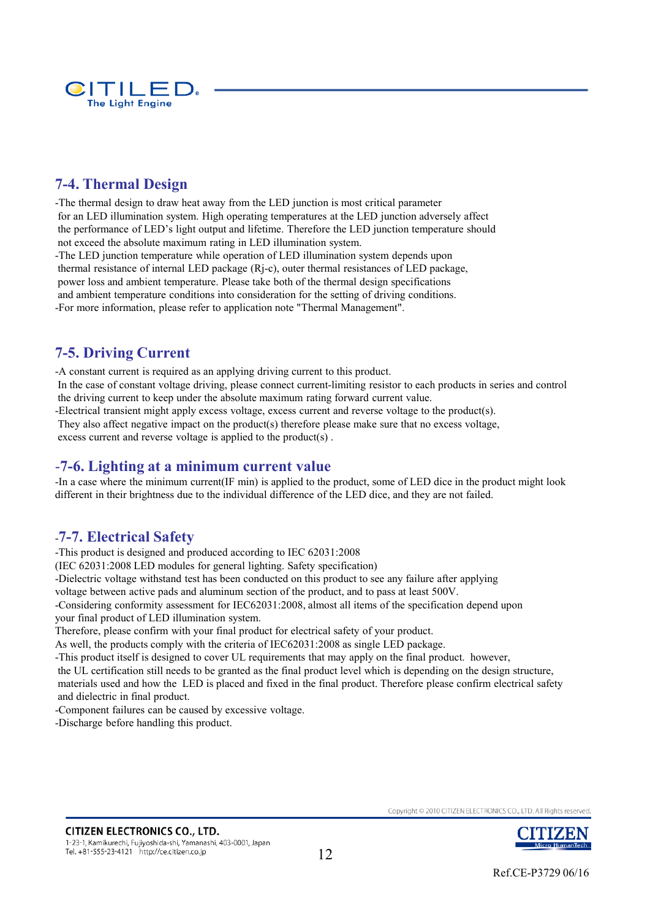## 7-4. Thermal Design

-The thermal design to draw heat away from the LED junction is most critical parameter for an LED illumination system. High operating temperatures at the LED junction adversely affect the performance of LED's light output and lifetime. Therefore the LED junction temperature should not exceed the absolute maximum rating in LED illumination system.

-The LED junction temperature while operation of LED illumination system depends upon thermal resistance of internal LED package (Rj-c), outer thermal resistances of LED package, power loss and ambient temperature. Please take both of the thermal design specifications and ambient temperature conditions into consideration for the setting of driving conditions.

-For more information, please refer to application note "Thermal Management".

## 7-5. Driving Current

-A constant current is required as an applying driving current to this product. In the case of constant voltage driving, please connect current-limiting resistor to each products in series and control the driving current to keep under the absolute maximum rating forward current value.

-Electrical transient might apply excess voltage, excess current and reverse voltage to the product(s). They also affect negative impact on the product(s) therefore please make sure that no excess voltage, excess current and reverse voltage is applied to the product(s) .

## -7-6. Lighting at a minimum current value

-In a case where the minimum current(IF min) is applied to the product, some of LED dice in the product might look different in their brightness due to the individual difference of the LED dice, and they are not failed.

## -7-7. Electrical Safety

-This product is designed and produced according to IEC 62031:2008
(IEC 62031:2008 LED modules for general lighting. Safety specification)

-Dielectric voltage withstand test has been conducted on this product to see any failure after applying voltage between active pads and aluminum section of the product, and to pass at least 500V.

-Considering conformity assessment for IEC62031:2008, almost all items of the specification depend upon your final product of LED illumination system.
Therefore, please confirm with your final product for electrical safety of your product.
As well, the products comply with the criteria of IEC62031:2008 as single LED package.

-This product itself is designed to cover UL requirements that may apply on the final product. however, the UL certification still needs to be granted as the final product level which is depending on the design structure, materials used and how the LED is placed and fixed in the final product. Therefore please confirm electrical safety and dielectric in final product.

-Component failures can be caused by excessive voltage.

-Discharge before handling this product.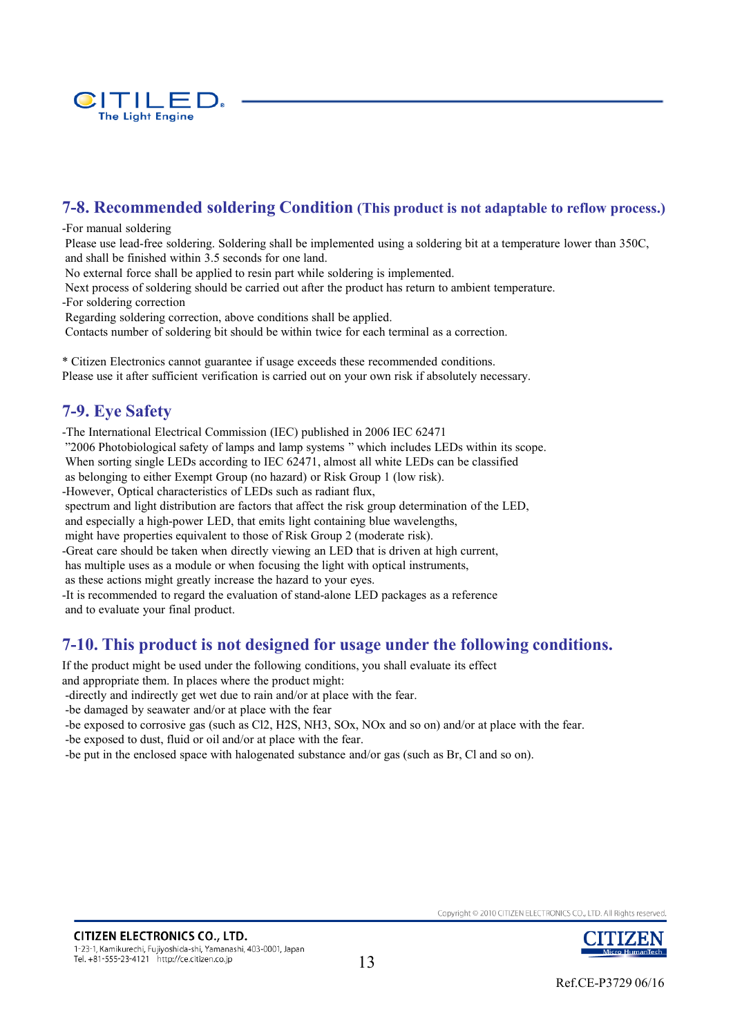## 7-8. Recommended soldering Condition (This product is not adaptable to reflow process.)

-For manual soldering
Please use lead-free soldering. Soldering shall be implemented using a soldering bit at a temperature lower than 350C, and shall be finished within 3.5 seconds for one land.
No external force shall be applied to resin part while soldering is implemented.
Next process of soldering should be carried out after the product has return to ambient temperature.

-For soldering correction
Regarding soldering correction, above conditions shall be applied.
Contacts number of soldering bit should be within twice for each terminal as a correction.

* Citizen Electronics cannot guarantee if usage exceeds these recommended conditions.
Please use it after sufficient verification is carried out on your own risk if absolutely necessary.

## 7-9. Eye Safety

-The International Electrical Commission (IEC) published in 2006 IEC 62471 "2006 Photobiological safety of lamps and lamp systems " which includes LEDs within its scope. When sorting single LEDs according to IEC 62471, almost all white LEDs can be classified as belonging to either Exempt Group (no hazard) or Risk Group 1 (low risk).

-However, Optical characteristics of LEDs such as radiant flux, spectrum and light distribution are factors that affect the risk group determination of the LED, and especially a high-power LED, that emits light containing blue wavelengths, might have properties equivalent to those of Risk Group 2 (moderate risk).

-Great care should be taken when directly viewing an LED that is driven at high current, has multiple uses as a module or when focusing the light with optical instruments, as these actions might greatly increase the hazard to your eyes.

-It is recommended to regard the evaluation of stand-alone LED packages as a reference and to evaluate your final product.

## 7-10. This product is not designed for usage under the following conditions.

If the product might be used under the following conditions, you shall evaluate its effect and appropriate them. In places where the product might:

-directly and indirectly get wet due to rain and/or at place with the fear.
-be damaged by seawater and/or at place with the fear
-be exposed to corrosive gas (such as $Cl_2$, $H_2S$, $NH_3$, $SO_x$, $NO_x$ and so on) and/or at place with the fear.
-be exposed to dust, fluid or oil and/or at place with the fear.
-be put in the enclosed space with halogenated substance and/or gas (such as Br, Cl and so on).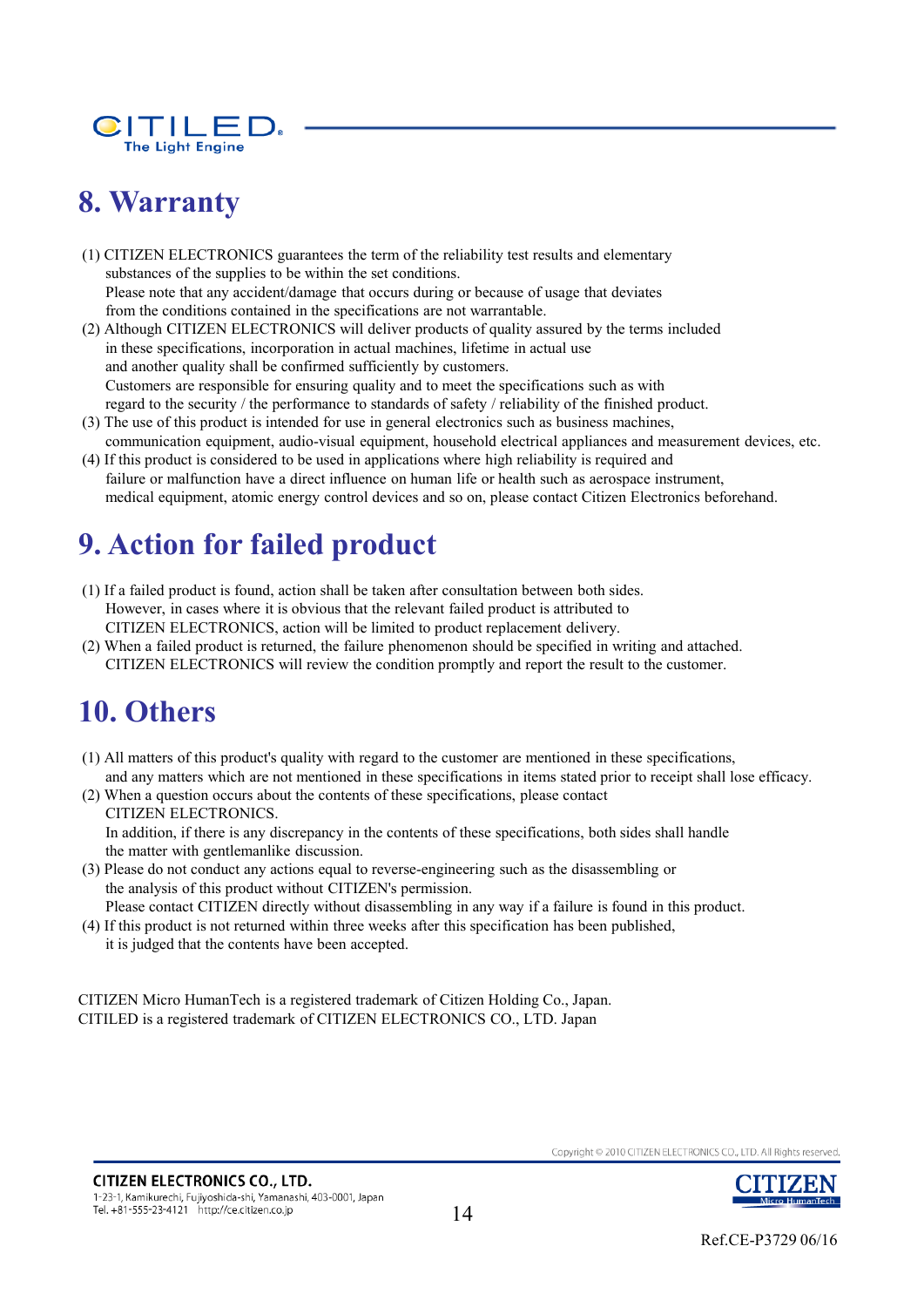# 8. Warranty

(1) CITIZEN ELECTRONICS guarantees the term of the reliability test results and elementary substances of the supplies to be within the set conditions.
Please note that any accident/damage that occurs during or because of usage that deviates from the conditions contained in the specifications are not warrantable.

(2) Although CITIZEN ELECTRONICS will deliver products of quality assured by the terms included in these specifications, incorporation in actual machines, lifetime in actual use and another quality shall be confirmed sufficiently by customers.
Customers are responsible for ensuring quality and to meet the specifications such as with regard to the security / the performance to standards of safety / reliability of the finished product.

(3) The use of this product is intended for use in general electronics such as business machines, communication equipment, audio-visual equipment, household electrical appliances and measurement devices, etc.

(4) If this product is considered to be used in applications where high reliability is required and failure or malfunction have a direct influence on human life or health such as aerospace instrument, medical equipment, atomic energy control devices and so on, please contact Citizen Electronics beforehand.

# 9. Action for failed product

(1) If a failed product is found, action shall be taken after consultation between both sides.
However, in cases where it is obvious that the relevant failed product is attributed to CITIZEN ELECTRONICS, action will be limited to product replacement delivery.

(2) When a failed product is returned, the failure phenomenon should be specified in writing and attached.
CITIZEN ELECTRONICS will review the condition promptly and report the result to the customer.

# 10. Others

(1) All matters of this product's quality with regard to the customer are mentioned in these specifications, and any matters which are not mentioned in these specifications in items stated prior to receipt shall lose efficacy.

(2) When a question occurs about the contents of these specifications, please contact CITIZEN ELECTRONICS.
In addition, if there is any discrepancy in the contents of these specifications, both sides shall handle the matter with gentlemanlike discussion.

(3) Please do not conduct any actions equal to reverse-engineering such as the disassembling or the analysis of this product without CITIZEN's permission.
Please contact CITIZEN directly without disassembling in any way if a failure is found in this product.

(4) If this product is not returned within three weeks after this specification has been published, it is judged that the contents have been accepted.

CITIZEN Micro HumanTech is a registered trademark of Citizen Holding Co., Japan.
CITILED is a registered trademark of CITIZEN ELECTRONICS CO., LTD. Japan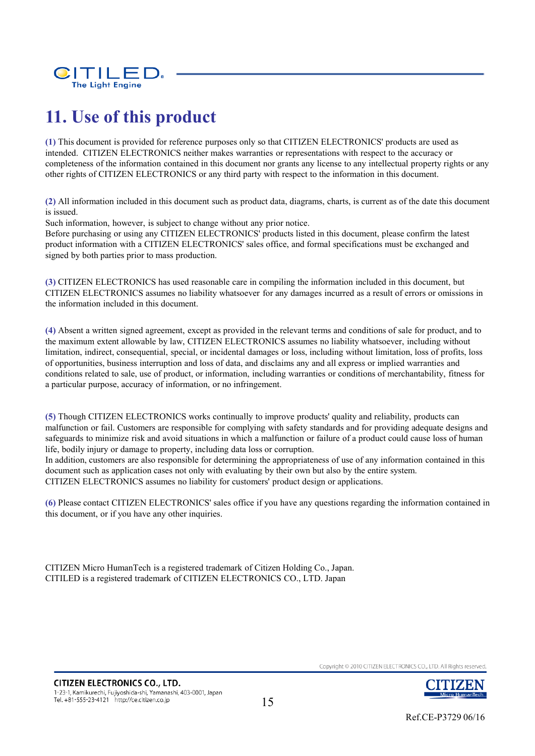# 11. Use of this product

**(1)** This document is provided for reference purposes only so that CITIZEN ELECTRONICS' products are used as intended. CITIZEN ELECTRONICS neither makes warranties or representations with respect to the accuracy or completeness of the information contained in this document nor grants any license to any intellectual property rights or any other rights of CITIZEN ELECTRONICS or any third party with respect to the information in this document.

**(2)** All information included in this document such as product data, diagrams, charts, is current as of the date this document is issued.
Such information, however, is subject to change without any prior notice.
Before purchasing or using any CITIZEN ELECTRONICS' products listed in this document, please confirm the latest product information with a CITIZEN ELECTRONICS' sales office, and formal specifications must be exchanged and signed by both parties prior to mass production.

**(3)** CITIZEN ELECTRONICS has used reasonable care in compiling the information included in this document, but CITIZEN ELECTRONICS assumes no liability whatsoever for any damages incurred as a result of errors or omissions in the information included in this document.

**(4)** Absent a written signed agreement, except as provided in the relevant terms and conditions of sale for product, and to the maximum extent allowable by law, CITIZEN ELECTRONICS assumes no liability whatsoever, including without limitation, indirect, consequential, special, or incidental damages or loss, including without limitation, loss of profits, loss of opportunities, business interruption and loss of data, and disclaims any and all express or implied warranties and conditions related to sale, use of product, or information, including warranties or conditions of merchantability, fitness for a particular purpose, accuracy of information, or no infringement.

**(5)** Though CITIZEN ELECTRONICS works continually to improve products' quality and reliability, products can malfunction or fail. Customers are responsible for complying with safety standards and for providing adequate designs and safeguards to minimize risk and avoid situations in which a malfunction or failure of a product could cause loss of human life, bodily injury or damage to property, including data loss or corruption.
In addition, customers are also responsible for determining the appropriateness of use of any information contained in this document such as application cases not only with evaluating by their own but also by the entire system.
CITIZEN ELECTRONICS assumes no liability for customers' product design or applications.

**(6)** Please contact CITIZEN ELECTRONICS' sales office if you have any questions regarding the information contained in this document, or if you have any other inquiries.

CITIZEN Micro HumanTech is a registered trademark of Citizen Holding Co., Japan.
CITILED is a registered trademark of CITIZEN ELECTRONICS CO., LTD. Japan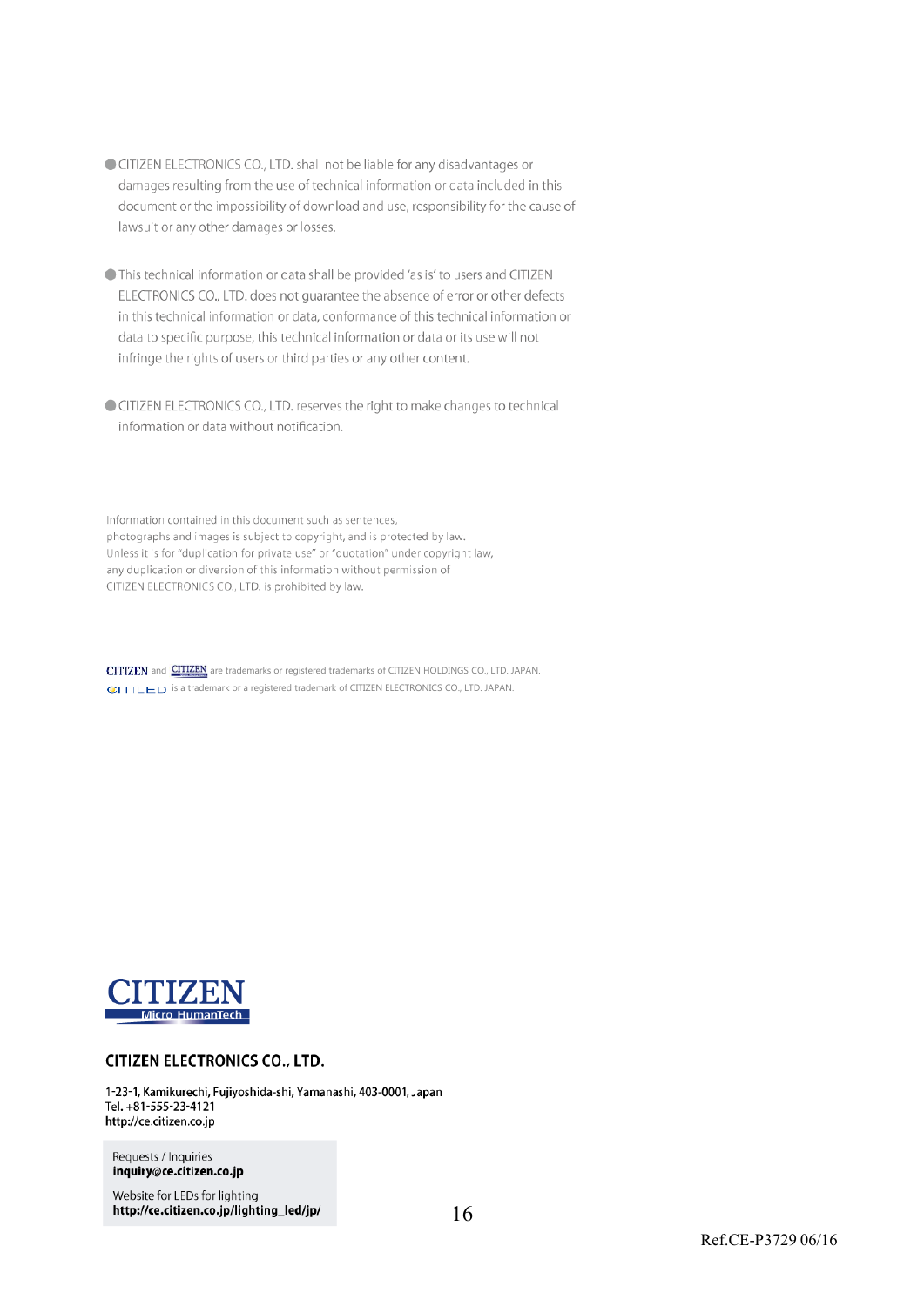- CITIZEN ELECTRONICS CO., LTD. shall not be liable for any disadvantages or damages resulting from the use of technical information or data included in this document or the impossibility of download and use, responsibility for the cause of lawsuit or any other damages or losses.

- This technical information or data shall be provided 'as is' to users and CITIZEN ELECTRONICS CO., LTD. does not guarantee the absence of error or other defects in this technical information or data, conformance of this technical information or data to specific purpose, this technical information or data or its use will not infringe the rights of users or third parties or any other content.

- CITIZEN ELECTRONICS CO., LTD. reserves the right to make changes to technical information or data without notification.

Information contained in this document such as sentences, photographs and images is subject to copyright, and is protected by law. Unless it is for "duplication for private use" or "quotation" under copyright law, any duplication or diversion of this information without permission of CITIZEN ELECTRONICS CO., LTD. is prohibited by law.

CITIZEN and CITIZEN are trademarks or registered trademarks of CITIZEN HOLDINGS CO., LTD. JAPAN.
CITILED is a trademark or a registered trademark of CITIZEN ELECTRONICS CO., LTD. JAPAN.

CITIZEN
Micro HumanTech

**CITIZEN ELECTRONICS CO., LTD.**

1-23-1, Kamikurechi, Fujiyoshida-shi, Yamanashi, 403-0001, Japan
Tel. +81-555-23-4121
http://ce.citizen.co.jp

Requests / Inquiries
**inquiry@ce.citizen.co.jp**

Website for LEDs for lighting
**http://ce.citizen.co.jp/lighting_led/jp/**

Ref.CE-P3729 06/16